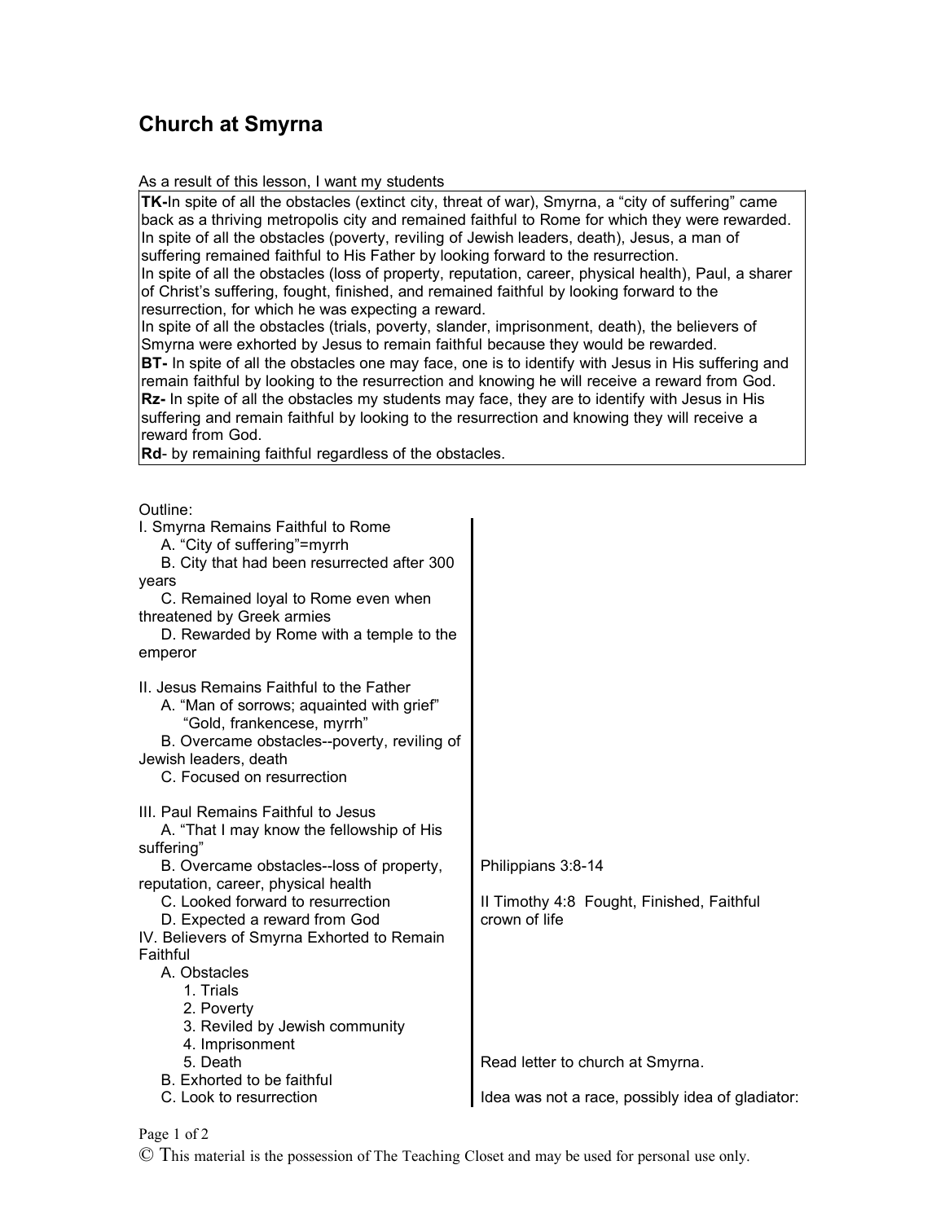# Church at Smyrna

As a result of this lesson, I want my students

**TK-**In spite of all the obstacles (extinct city, threat of war), Smyrna, a "city of suffering" came back as a thriving metropolis city and remained faithful to Rome for which they were rewarded. In spite of all the obstacles (poverty, reviling of Jewish leaders, death), Jesus, a man of suffering remained faithful to His Father by looking forward to the resurrection.
In spite of all the obstacles (loss of property, reputation, career, physical health), Paul, a sharer of Christ's suffering, fought, finished, and remained faithful by looking forward to the resurrection, for which he was expecting a reward.
In spite of all the obstacles (trials, poverty, slander, imprisonment, death), the believers of Smyrna were exhorted by Jesus to remain faithful because they would be rewarded.
**BT-** In spite of all the obstacles one may face, one is to identify with Jesus in His suffering and remain faithful by looking to the resurrection and knowing he will receive a reward from God.
**Rz-** In spite of all the obstacles my students may face, they are to identify with Jesus in His suffering and remain faithful by looking to the resurrection and knowing they will receive a reward from God.
**Rd**- by remaining faithful regardless of the obstacles.

Outline:

| | |
|---|---|
| I. Smyrna Remains Faithful to Rome | |
| A. "City of suffering"=myrrh | |
| B. City that had been resurrected after 300 years | |
| C. Remained loyal to Rome even when threatened by Greek armies | |
| D. Rewarded by Rome with a temple to the emperor | |
| II. Jesus Remains Faithful to the Father | |
| A. "Man of sorrows; aquainted with grief" "Gold, frankencese, myrrh" | |
| B. Overcame obstacles--poverty, reviling of Jewish leaders, death | |
| C. Focused on resurrection | |
| III. Paul Remains Faithful to Jesus | |
| A. "That I may know the fellowship of His suffering" | |
| B. Overcame obstacles--loss of property, reputation, career, physical health | Philippians 3:8-14 |
| C. Looked forward to resurrection | II Timothy 4:8 Fought, Finished, Faithful |
| D. Expected a reward from God | crown of life |
| IV. Believers of Smyrna Exhorted to Remain Faithful | |
| A. Obstacles | |
| 1. Trials | |
| 2. Poverty | |
| 3. Reviled by Jewish community | |
| 4. Imprisonment | |
| 5. Death | Read letter to church at Smyrna. |
| B. Exhorted to be faithful | |
| C. Look to resurrection | Idea was not a race, possibly idea of gladiator: |

© This material is the possession of The Teaching Closet and may be used for personal use only.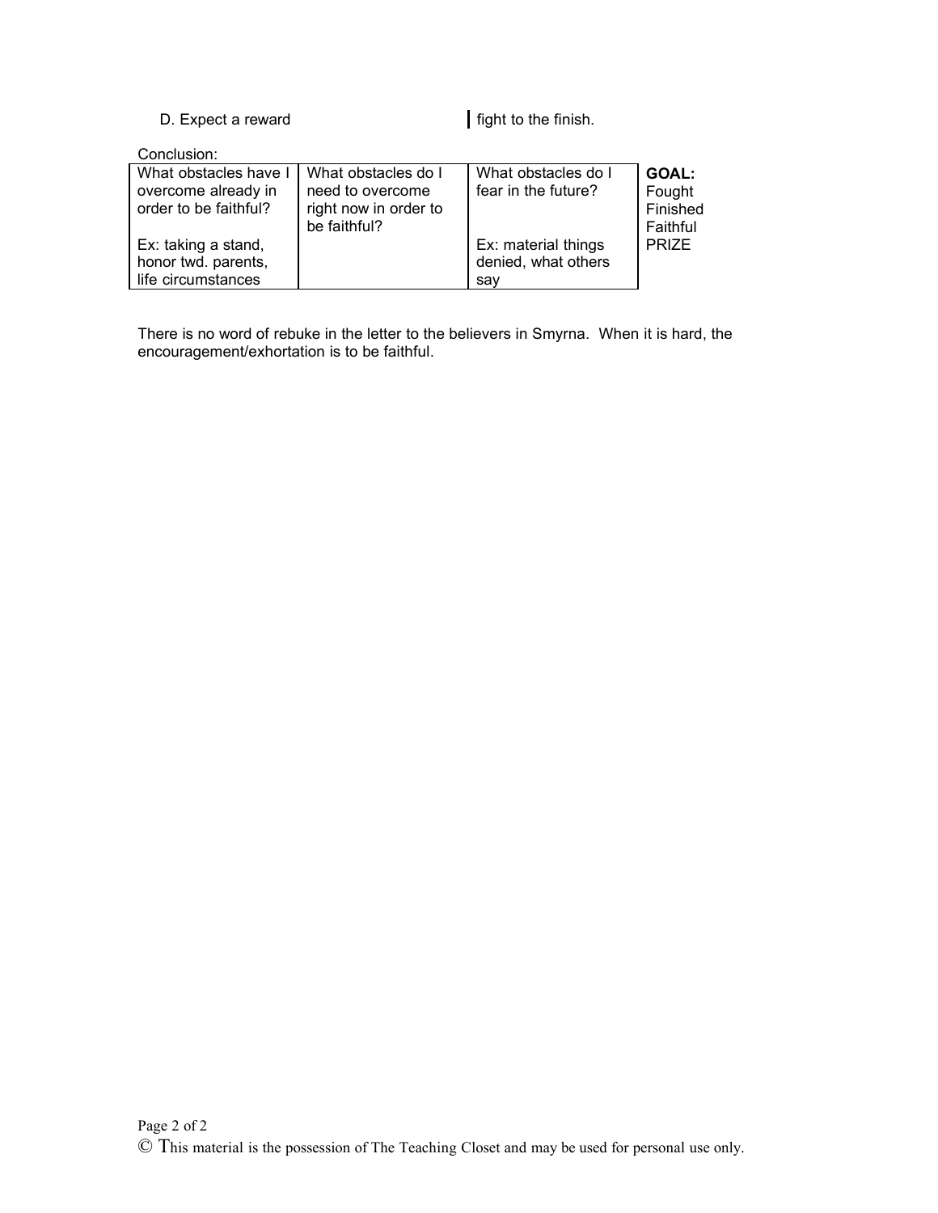D. Expect a reward | fight to the finish.

Conclusion:

| What obstacles have I overcome already in order to be faithful? | What obstacles do I need to overcome right now in order to be faithful? | What obstacles do I fear in the future? | **GOAL:** |
|---|---|---|---|
| Ex: taking a stand, honor twd. parents, life circumstances | | Ex: material things denied, what others say | Fought Finished Faithful PRIZE |

There is no word of rebuke in the letter to the believers in Smyrna. When it is hard, the encouragement/exhortation is to be faithful.

© This material is the possession of The Teaching Closet and may be used for personal use only.